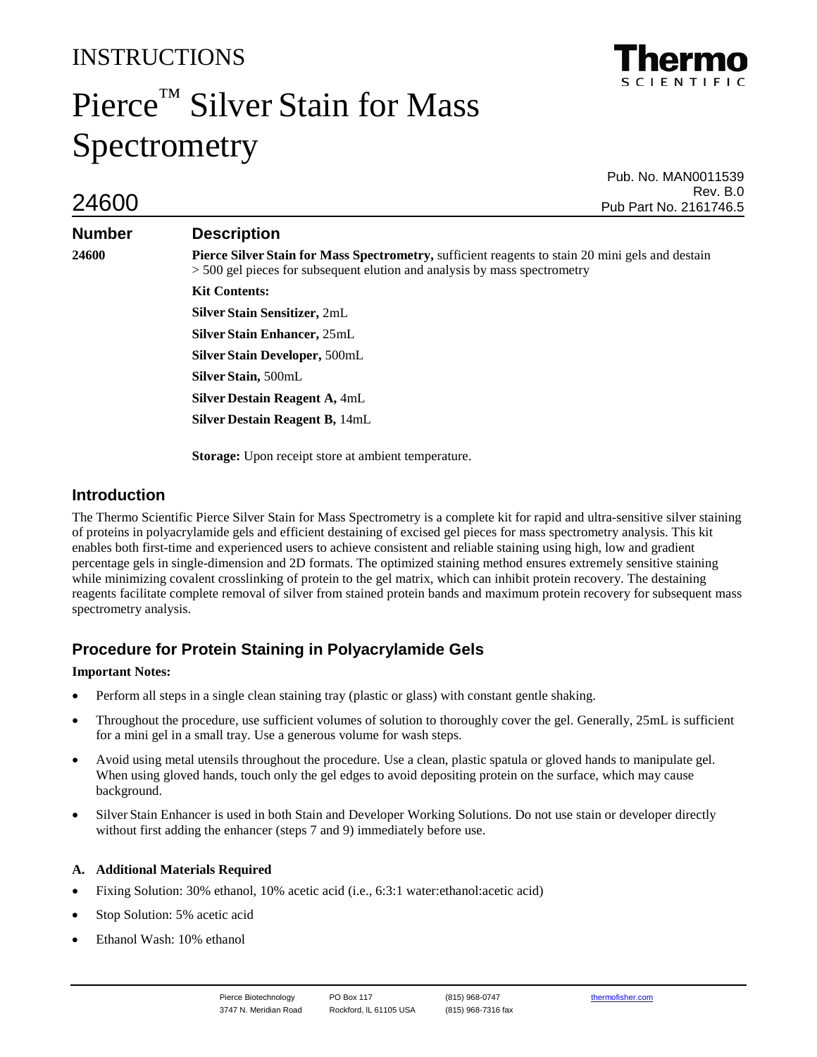# INSTRUCTIONS

# Pierce™ Silver Stain for Mass Spectrometry

Pub. No. MAN0011539
Rev. B.0
Pub Part No. 2161746.5

## 24600

| Number | Description |
| --- | --- |
| **24600** | **Pierce Silver Stain for Mass Spectrometry,** sufficient reagents to stain 20 mini gels and destain > 500 gel pieces for subsequent elution and analysis by mass spectrometry |

**Kit Contents:**

**Silver Stain Sensitizer,** 2mL

**Silver Stain Enhancer,** 25mL

**Silver Stain Developer,** 500mL

**Silver Stain,** 500mL

**Silver Destain Reagent A,** 4mL

**Silver Destain Reagent B,** 14mL

**Storage:** Upon receipt store at ambient temperature.

## Introduction

The Thermo Scientific Pierce Silver Stain for Mass Spectrometry is a complete kit for rapid and ultra-sensitive silver staining of proteins in polyacrylamide gels and efficient destaining of excised gel pieces for mass spectrometry analysis. This kit enables both first-time and experienced users to achieve consistent and reliable staining using high, low and gradient percentage gels in single-dimension and 2D formats. The optimized staining method ensures extremely sensitive staining while minimizing covalent crosslinking of protein to the gel matrix, which can inhibit protein recovery. The destaining reagents facilitate complete removal of silver from stained protein bands and maximum protein recovery for subsequent mass spectrometry analysis.

## Procedure for Protein Staining in Polyacrylamide Gels

**Important Notes:**

- Perform all steps in a single clean staining tray (plastic or glass) with constant gentle shaking.
- Throughout the procedure, use sufficient volumes of solution to thoroughly cover the gel. Generally, 25mL is sufficient for a mini gel in a small tray. Use a generous volume for wash steps.
- Avoid using metal utensils throughout the procedure. Use a clean, plastic spatula or gloved hands to manipulate gel. When using gloved hands, touch only the gel edges to avoid depositing protein on the surface, which may cause background.
- Silver Stain Enhancer is used in both Stain and Developer Working Solutions. Do not use stain or developer directly without first adding the enhancer (steps 7 and 9) immediately before use.

### A. Additional Materials Required

- Fixing Solution: 30% ethanol, 10% acetic acid (i.e., 6:3:1 water:ethanol:acetic acid)
- Stop Solution: 5% acetic acid
- Ethanol Wash: 10% ethanol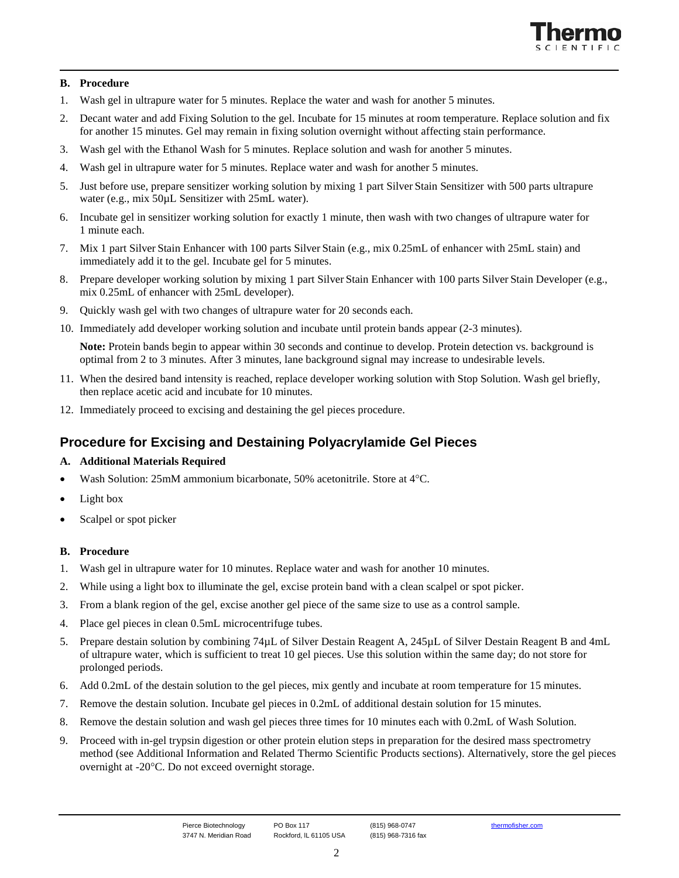### B. Procedure

1. Wash gel in ultrapure water for 5 minutes. Replace the water and wash for another 5 minutes.
2. Decant water and add Fixing Solution to the gel. Incubate for 15 minutes at room temperature. Replace solution and fix for another 15 minutes. Gel may remain in fixing solution overnight without affecting stain performance.
3. Wash gel with the Ethanol Wash for 5 minutes. Replace solution and wash for another 5 minutes.
4. Wash gel in ultrapure water for 5 minutes. Replace water and wash for another 5 minutes.
5. Just before use, prepare sensitizer working solution by mixing 1 part Silver Stain Sensitizer with 500 parts ultrapure water (e.g., mix 50µL Sensitizer with 25mL water).
6. Incubate gel in sensitizer working solution for exactly 1 minute, then wash with two changes of ultrapure water for 1 minute each.
7. Mix 1 part Silver Stain Enhancer with 100 parts Silver Stain (e.g., mix 0.25mL of enhancer with 25mL stain) and immediately add it to the gel. Incubate gel for 5 minutes.
8. Prepare developer working solution by mixing 1 part Silver Stain Enhancer with 100 parts Silver Stain Developer (e.g., mix 0.25mL of enhancer with 25mL developer).
9. Quickly wash gel with two changes of ultrapure water for 20 seconds each.
10. Immediately add developer working solution and incubate until protein bands appear (2-3 minutes).

    **Note:** Protein bands begin to appear within 30 seconds and continue to develop. Protein detection vs. background is optimal from 2 to 3 minutes. After 3 minutes, lane background signal may increase to undesirable levels.

11. When the desired band intensity is reached, replace developer working solution with Stop Solution. Wash gel briefly, then replace acetic acid and incubate for 10 minutes.
12. Immediately proceed to excising and destaining the gel pieces procedure.

## Procedure for Excising and Destaining Polyacrylamide Gel Pieces

### A. Additional Materials Required

- Wash Solution: 25mM ammonium bicarbonate, 50% acetonitrile. Store at 4°C.
- Light box
- Scalpel or spot picker

### B. Procedure

1. Wash gel in ultrapure water for 10 minutes. Replace water and wash for another 10 minutes.
2. While using a light box to illuminate the gel, excise protein band with a clean scalpel or spot picker.
3. From a blank region of the gel, excise another gel piece of the same size to use as a control sample.
4. Place gel pieces in clean 0.5mL microcentrifuge tubes.
5. Prepare destain solution by combining 74µL of Silver Destain Reagent A, 245µL of Silver Destain Reagent B and 4mL of ultrapure water, which is sufficient to treat 10 gel pieces. Use this solution within the same day; do not store for prolonged periods.
6. Add 0.2mL of the destain solution to the gel pieces, mix gently and incubate at room temperature for 15 minutes.
7. Remove the destain solution. Incubate gel pieces in 0.2mL of additional destain solution for 15 minutes.
8. Remove the destain solution and wash gel pieces three times for 10 minutes each with 0.2mL of Wash Solution.
9. Proceed with in-gel trypsin digestion or other protein elution steps in preparation for the desired mass spectrometry method (see Additional Information and Related Thermo Scientific Products sections). Alternatively, store the gel pieces overnight at -20°C. Do not exceed overnight storage.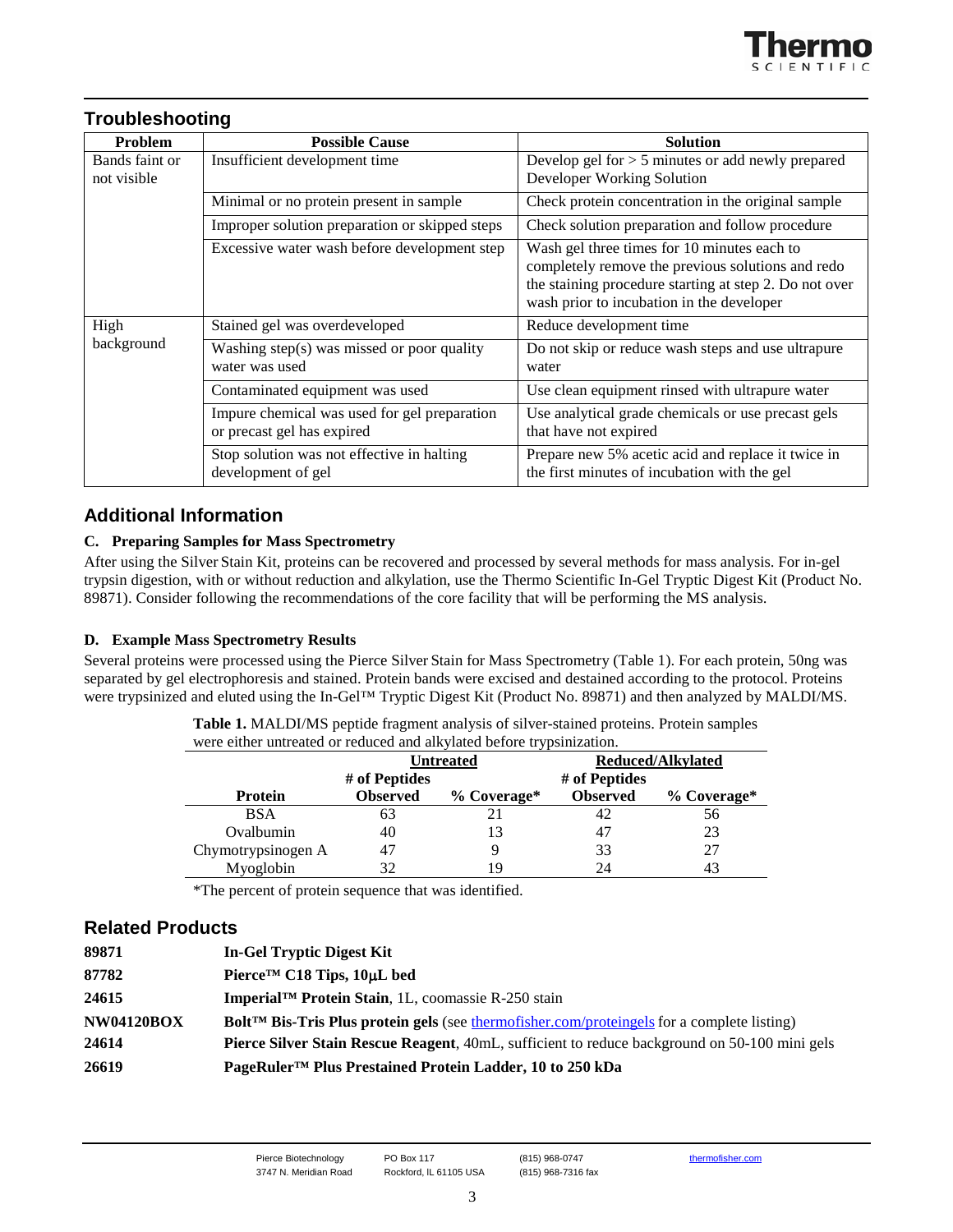## Troubleshooting

| Problem | Possible Cause | Solution |
|---|---|---|
| Bands faint or not visible | Insufficient development time | Develop gel for > 5 minutes or add newly prepared Developer Working Solution |
| | Minimal or no protein present in sample | Check protein concentration in the original sample |
| | Improper solution preparation or skipped steps | Check solution preparation and follow procedure |
| | Excessive water wash before development step | Wash gel three times for 10 minutes each to completely remove the previous solutions and redo the staining procedure starting at step 2. Do not over wash prior to incubation in the developer |
| High background | Stained gel was overdeveloped | Reduce development time |
| | Washing step(s) was missed or poor quality water was used | Do not skip or reduce wash steps and use ultrapure water |
| | Contaminated equipment was used | Use clean equipment rinsed with ultrapure water |
| | Impure chemical was used for gel preparation or precast gel has expired | Use analytical grade chemicals or use precast gels that have not expired |
| | Stop solution was not effective in halting development of gel | Prepare new 5% acetic acid and replace it twice in the first minutes of incubation with the gel |

## Additional Information

### C. Preparing Samples for Mass Spectrometry

After using the Silver Stain Kit, proteins can be recovered and processed by several methods for mass analysis. For in-gel trypsin digestion, with or without reduction and alkylation, use the Thermo Scientific In-Gel Tryptic Digest Kit (Product No. 89871). Consider following the recommendations of the core facility that will be performing the MS analysis.

### D. Example Mass Spectrometry Results

Several proteins were processed using the Pierce Silver Stain for Mass Spectrometry (Table 1). For each protein, 50ng was separated by gel electrophoresis and stained. Protein bands were excised and destained according to the protocol. Proteins were trypsinized and eluted using the In-Gel™ Tryptic Digest Kit (Product No. 89871) and then analyzed by MALDI/MS.

**Table 1.** MALDI/MS peptide fragment analysis of silver-stained proteins. Protein samples were either untreated or reduced and alkylated before trypsinization.

| | Untreated | | Reduced/Alkylated | |
|---|---|---|---|---|
| Protein | # of Peptides Observed | % Coverage* | # of Peptides Observed | % Coverage* |
| BSA | 63 | 21 | 42 | 56 |
| Ovalbumin | 40 | 13 | 47 | 23 |
| Chymotrypsinogen A | 47 | 9 | 33 | 27 |
| Myoglobin | 32 | 19 | 24 | 43 |

*The percent of protein sequence that was identified.

## Related Products

**89871** **In-Gel Tryptic Digest Kit**

**87782** **Pierce™ C18 Tips, 10µL bed**

**24615** **Imperial™ Protein Stain**, 1L, coomassie R-250 stain

**NW04120BOX** **Bolt™ Bis-Tris Plus protein gels** (see thermofisher.com/proteingels for a complete listing)

**24614** **Pierce Silver Stain Rescue Reagent**, 40mL, sufficient to reduce background on 50-100 mini gels

**26619** **PageRuler™ Plus Prestained Protein Ladder, 10 to 250 kDa**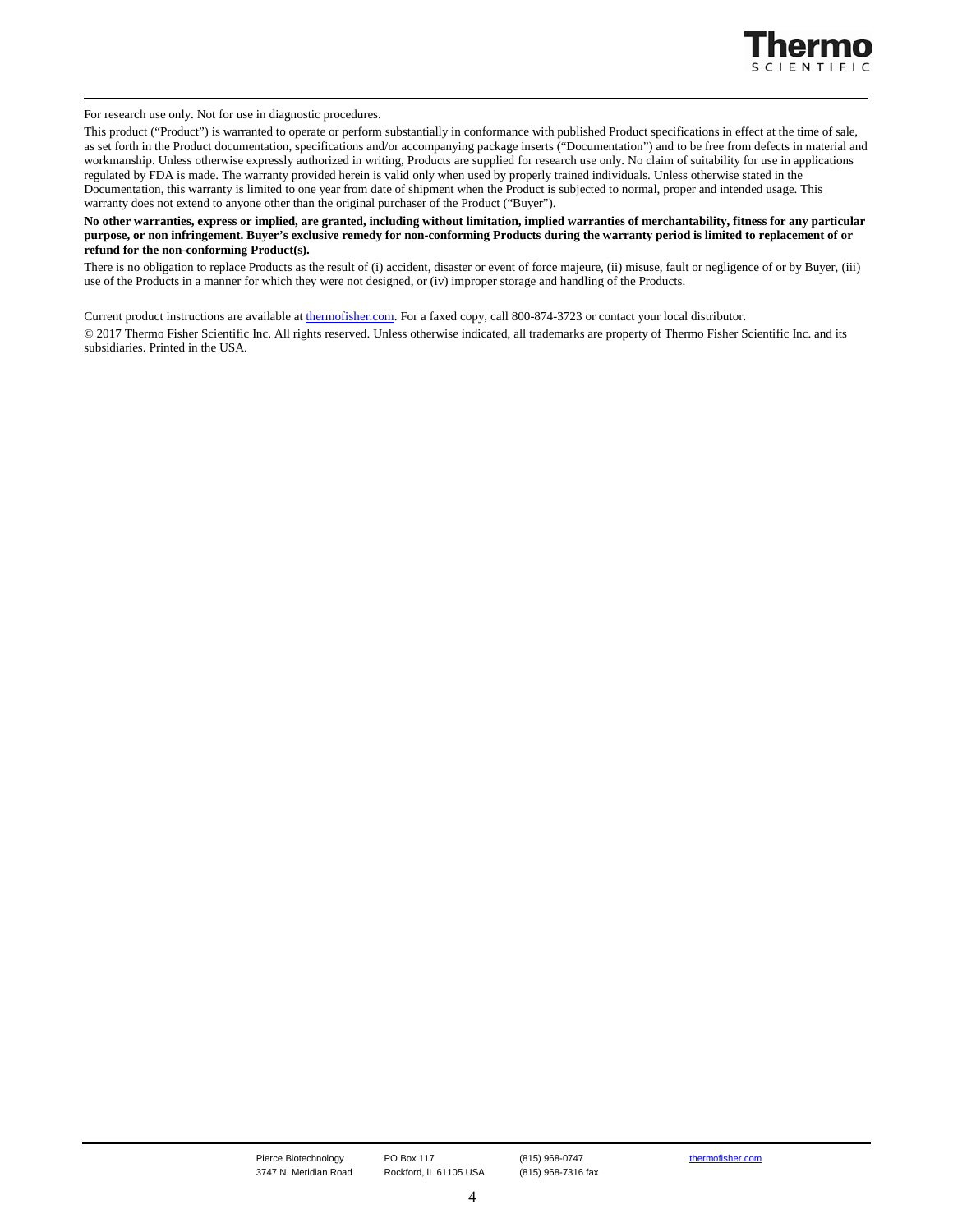For research use only. Not for use in diagnostic procedures.

This product ("Product") is warranted to operate or perform substantially in conformance with published Product specifications in effect at the time of sale, as set forth in the Product documentation, specifications and/or accompanying package inserts ("Documentation") and to be free from defects in material and workmanship. Unless otherwise expressly authorized in writing, Products are supplied for research use only. No claim of suitability for use in applications regulated by FDA is made. The warranty provided herein is valid only when used by properly trained individuals. Unless otherwise stated in the Documentation, this warranty is limited to one year from date of shipment when the Product is subjected to normal, proper and intended usage. This warranty does not extend to anyone other than the original purchaser of the Product ("Buyer").

**No other warranties, express or implied, are granted, including without limitation, implied warranties of merchantability, fitness for any particular purpose, or non infringement. Buyer's exclusive remedy for non-conforming Products during the warranty period is limited to replacement of or refund for the non-conforming Product(s).**

There is no obligation to replace Products as the result of (i) accident, disaster or event of force majeure, (ii) misuse, fault or negligence of or by Buyer, (iii) use of the Products in a manner for which they were not designed, or (iv) improper storage and handling of the Products.

Current product instructions are available at thermofisher.com. For a faxed copy, call 800-874-3723 or contact your local distributor.

© 2017 Thermo Fisher Scientific Inc. All rights reserved. Unless otherwise indicated, all trademarks are property of Thermo Fisher Scientific Inc. and its subsidiaries. Printed in the USA.